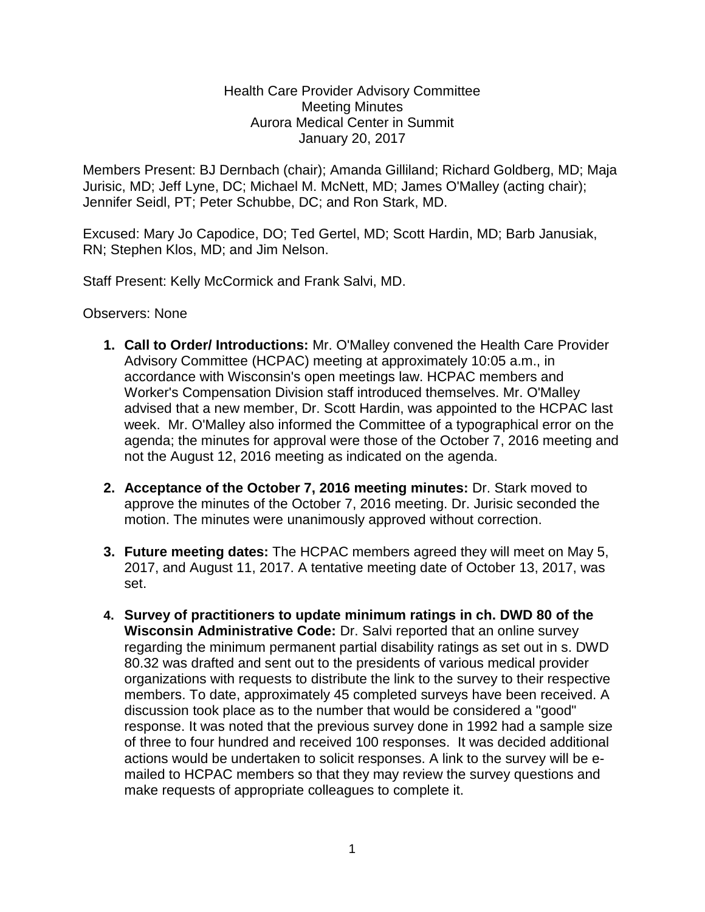Health Care Provider Advisory Committee
Meeting Minutes
Aurora Medical Center in Summit
January 20, 2017

Members Present: BJ Dernbach (chair); Amanda Gilliland; Richard Goldberg, MD; Maja Jurisic, MD; Jeff Lyne, DC; Michael M. McNett, MD; James O'Malley (acting chair); Jennifer Seidl, PT; Peter Schubbe, DC; and Ron Stark, MD.

Excused: Mary Jo Capodice, DO; Ted Gertel, MD; Scott Hardin, MD; Barb Janusiak, RN; Stephen Klos, MD; and Jim Nelson.

Staff Present: Kelly McCormick and Frank Salvi, MD.

Observers: None

1. **Call to Order/ Introductions:** Mr. O'Malley convened the Health Care Provider Advisory Committee (HCPAC) meeting at approximately 10:05 a.m., in accordance with Wisconsin's open meetings law. HCPAC members and Worker's Compensation Division staff introduced themselves. Mr. O'Malley advised that a new member, Dr. Scott Hardin, was appointed to the HCPAC last week. Mr. O'Malley also informed the Committee of a typographical error on the agenda; the minutes for approval were those of the October 7, 2016 meeting and not the August 12, 2016 meeting as indicated on the agenda.

2. **Acceptance of the October 7, 2016 meeting minutes:** Dr. Stark moved to approve the minutes of the October 7, 2016 meeting. Dr. Jurisic seconded the motion. The minutes were unanimously approved without correction.

3. **Future meeting dates:** The HCPAC members agreed they will meet on May 5, 2017, and August 11, 2017. A tentative meeting date of October 13, 2017, was set.

4. **Survey of practitioners to update minimum ratings in ch. DWD 80 of the Wisconsin Administrative Code:** Dr. Salvi reported that an online survey regarding the minimum permanent partial disability ratings as set out in s. DWD 80.32 was drafted and sent out to the presidents of various medical provider organizations with requests to distribute the link to the survey to their respective members. To date, approximately 45 completed surveys have been received. A discussion took place as to the number that would be considered a "good" response. It was noted that the previous survey done in 1992 had a sample size of three to four hundred and received 100 responses. It was decided additional actions would be undertaken to solicit responses. A link to the survey will be e-mailed to HCPAC members so that they may review the survey questions and make requests of appropriate colleagues to complete it.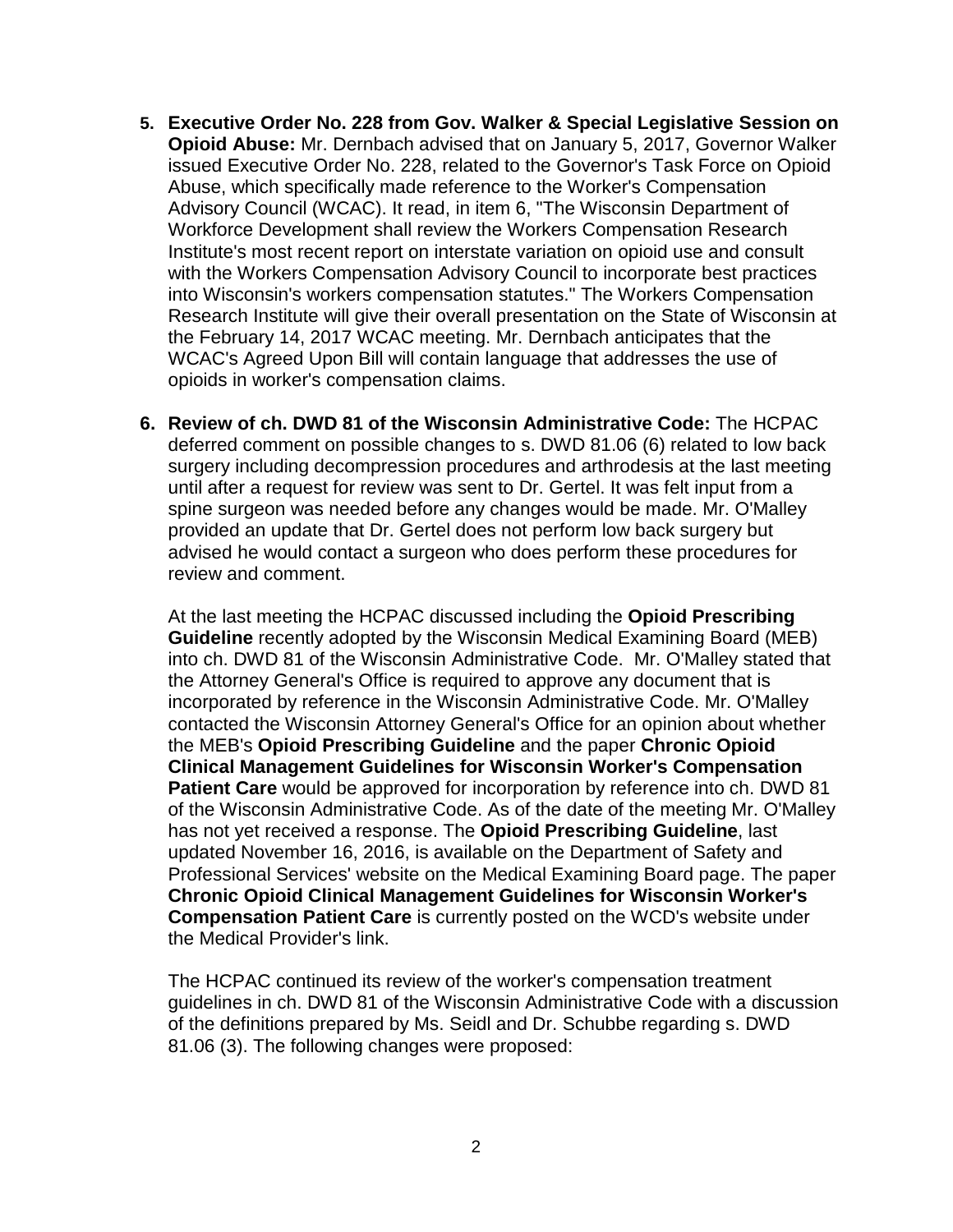5. **Executive Order No. 228 from Gov. Walker & Special Legislative Session on Opioid Abuse:** Mr. Dernbach advised that on January 5, 2017, Governor Walker issued Executive Order No. 228, related to the Governor's Task Force on Opioid Abuse, which specifically made reference to the Worker's Compensation Advisory Council (WCAC). It read, in item 6, "The Wisconsin Department of Workforce Development shall review the Workers Compensation Research Institute's most recent report on interstate variation on opioid use and consult with the Workers Compensation Advisory Council to incorporate best practices into Wisconsin's workers compensation statutes." The Workers Compensation Research Institute will give their overall presentation on the State of Wisconsin at the February 14, 2017 WCAC meeting. Mr. Dernbach anticipates that the WCAC's Agreed Upon Bill will contain language that addresses the use of opioids in worker's compensation claims.

6. **Review of ch. DWD 81 of the Wisconsin Administrative Code:** The HCPAC deferred comment on possible changes to s. DWD 81.06 (6) related to low back surgery including decompression procedures and arthrodesis at the last meeting until after a request for review was sent to Dr. Gertel. It was felt input from a spine surgeon was needed before any changes would be made. Mr. O'Malley provided an update that Dr. Gertel does not perform low back surgery but advised he would contact a surgeon who does perform these procedures for review and comment.

   At the last meeting the HCPAC discussed including the **Opioid Prescribing Guideline** recently adopted by the Wisconsin Medical Examining Board (MEB) into ch. DWD 81 of the Wisconsin Administrative Code. Mr. O'Malley stated that the Attorney General's Office is required to approve any document that is incorporated by reference in the Wisconsin Administrative Code. Mr. O'Malley contacted the Wisconsin Attorney General's Office for an opinion about whether the MEB's **Opioid Prescribing Guideline** and the paper **Chronic Opioid Clinical Management Guidelines for Wisconsin Worker's Compensation Patient Care** would be approved for incorporation by reference into ch. DWD 81 of the Wisconsin Administrative Code. As of the date of the meeting Mr. O'Malley has not yet received a response. The **Opioid Prescribing Guideline**, last updated November 16, 2016, is available on the Department of Safety and Professional Services' website on the Medical Examining Board page. The paper **Chronic Opioid Clinical Management Guidelines for Wisconsin Worker's Compensation Patient Care** is currently posted on the WCD's website under the Medical Provider's link.

   The HCPAC continued its review of the worker's compensation treatment guidelines in ch. DWD 81 of the Wisconsin Administrative Code with a discussion of the definitions prepared by Ms. Seidl and Dr. Schubbe regarding s. DWD 81.06 (3). The following changes were proposed: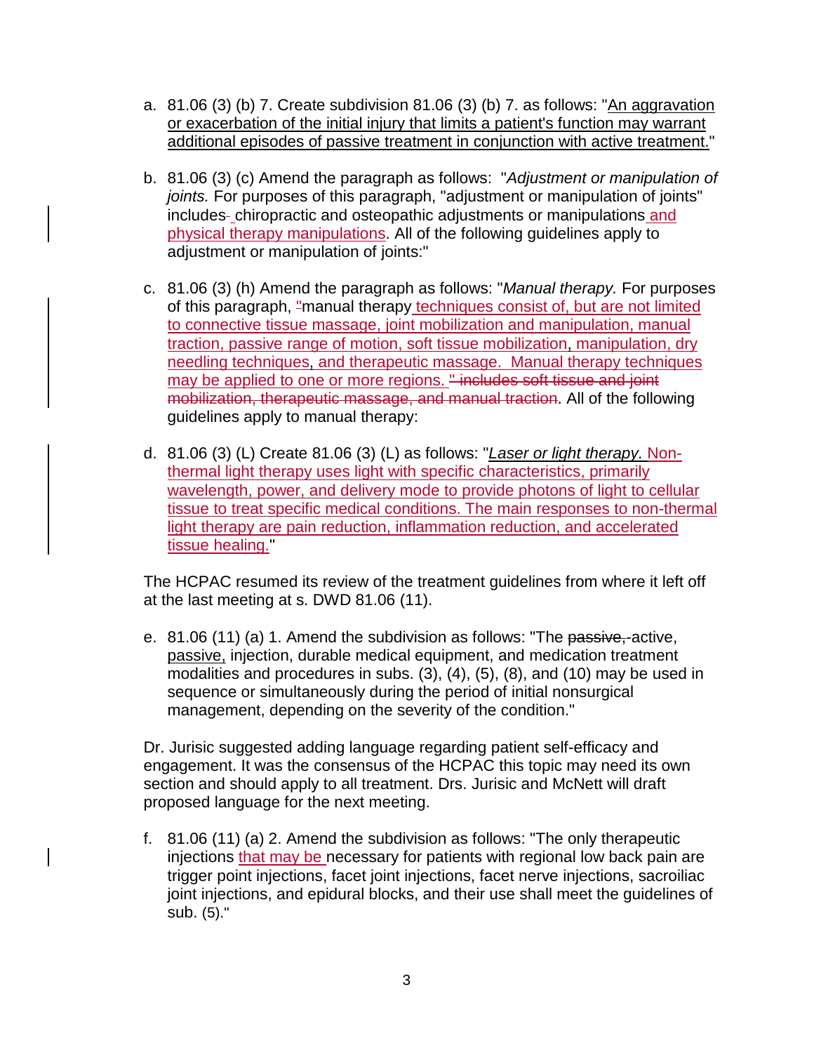a. 81.06 (3) (b) 7. Create subdivision 81.06 (3) (b) 7. as follows: "An aggravation or exacerbation of the initial injury that limits a patient's function may warrant additional episodes of passive treatment in conjunction with active treatment."

b. 81.06 (3) (c) Amend the paragraph as follows: "*Adjustment or manipulation of joints.* For purposes of this paragraph, "adjustment or manipulation of joints" includes ~~-~~ chiropractic and osteopathic adjustments or manipulations and physical therapy manipulations. All of the following guidelines apply to adjustment or manipulation of joints:"

c. 81.06 (3) (h) Amend the paragraph as follows: "*Manual therapy.* For purposes of this paragraph, ~~"~~manual therapy techniques consist of, but are not limited to connective tissue massage, joint mobilization and manipulation, manual traction, passive range of motion, soft tissue mobilization, manipulation, dry needling techniques, and therapeutic massage. Manual therapy techniques may be applied to one or more regions. ~~" includes soft tissue and joint mobilization, therapeutic massage, and manual traction~~. All of the following guidelines apply to manual therapy:

d. 81.06 (3) (L) Create 81.06 (3) (L) as follows: "*Laser or light therapy.* Non-thermal light therapy uses light with specific characteristics, primarily wavelength, power, and delivery mode to provide photons of light to cellular tissue to treat specific medical conditions. The main responses to non-thermal light therapy are pain reduction, inflammation reduction, and accelerated tissue healing."

The HCPAC resumed its review of the treatment guidelines from where it left off at the last meeting at s. DWD 81.06 (11).

e. 81.06 (11) (a) 1. Amend the subdivision as follows: "The ~~passive, -~~active, passive, injection, durable medical equipment, and medication treatment modalities and procedures in subs. (3), (4), (5), (8), and (10) may be used in sequence or simultaneously during the period of initial nonsurgical management, depending on the severity of the condition."

Dr. Jurisic suggested adding language regarding patient self-efficacy and engagement. It was the consensus of the HCPAC this topic may need its own section and should apply to all treatment. Drs. Jurisic and McNett will draft proposed language for the next meeting.

f. 81.06 (11) (a) 2. Amend the subdivision as follows: "The only therapeutic injections that may be necessary for patients with regional low back pain are trigger point injections, facet joint injections, facet nerve injections, sacroiliac joint injections, and epidural blocks, and their use shall meet the guidelines of sub. (5)."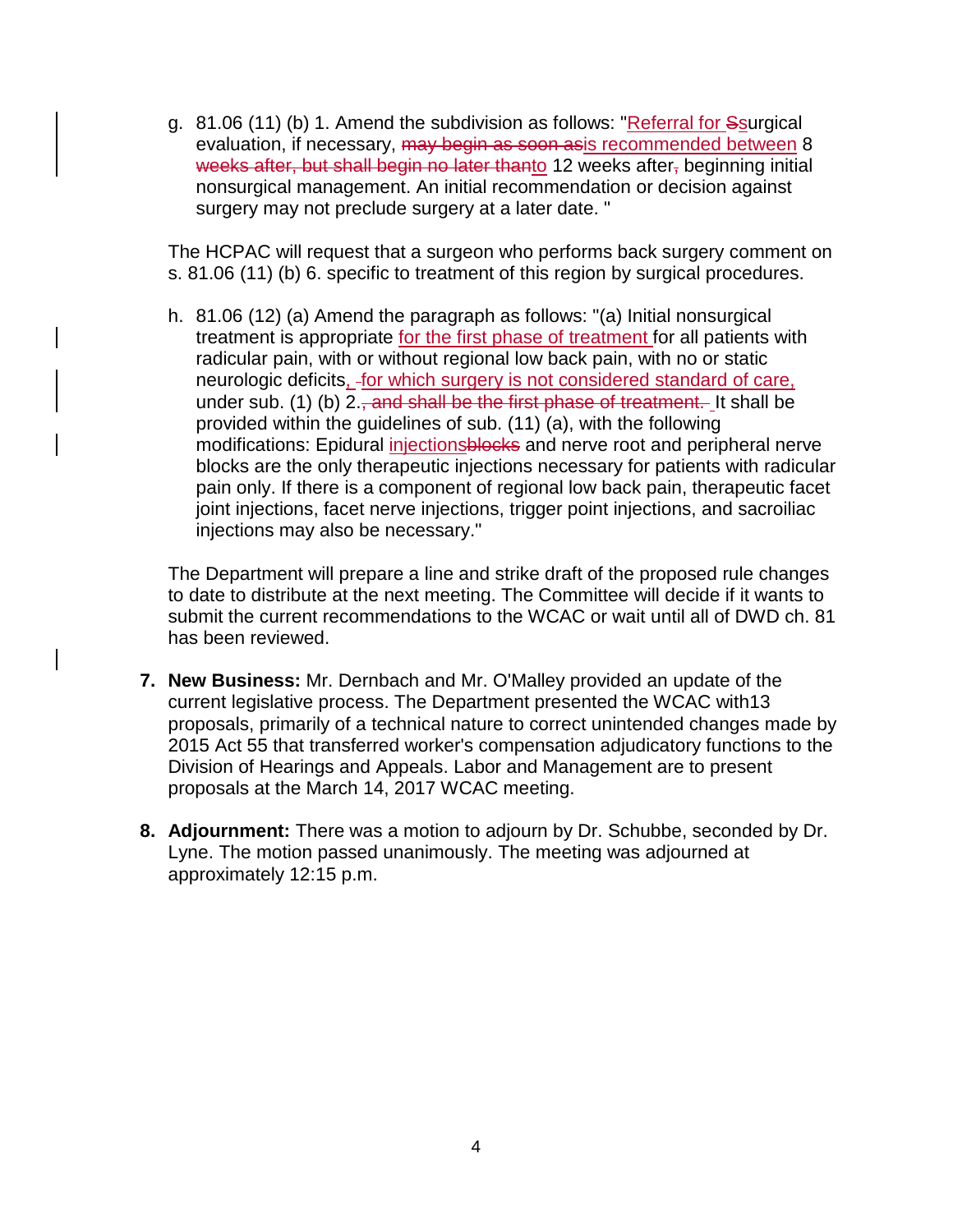g. 81.06 (11) (b) 1. Amend the subdivision as follows: "<u>Referral for </u>~~S~~<u>s</u>urgical evaluation, if necessary, ~~may begin as soon as~~<u>is recommended between</u> 8 ~~weeks after, but shall begin no later than~~<u>to</u> 12 weeks after~~,~~ beginning initial nonsurgical management. An initial recommendation or decision against surgery may not preclude surgery at a later date. "

The HCPAC will request that a surgeon who performs back surgery comment on s. 81.06 (11) (b) 6. specific to treatment of this region by surgical procedures.

h. 81.06 (12) (a) Amend the paragraph as follows: "(a) Initial nonsurgical treatment is appropriate <u>for the first phase of treatment </u>for all patients with radicular pain, with or without regional low back pain, with no or static neurologic deficits<u>, </u>~~ ~~<u>for which surgery is not considered standard of care,</u> under sub. (1) (b) 2.~~, and shall be the first phase of treatment. ~~It shall be provided within the guidelines of sub. (11) (a), with the following modifications: Epidural <u>injections</u>~~blocks~~ and nerve root and peripheral nerve blocks are the only therapeutic injections necessary for patients with radicular pain only. If there is a component of regional low back pain, therapeutic facet joint injections, facet nerve injections, trigger point injections, and sacroiliac injections may also be necessary."

The Department will prepare a line and strike draft of the proposed rule changes to date to distribute at the next meeting. The Committee will decide if it wants to submit the current recommendations to the WCAC or wait until all of DWD ch. 81 has been reviewed.

7. **New Business:** Mr. Dernbach and Mr. O'Malley provided an update of the current legislative process. The Department presented the WCAC with13 proposals, primarily of a technical nature to correct unintended changes made by 2015 Act 55 that transferred worker's compensation adjudicatory functions to the Division of Hearings and Appeals. Labor and Management are to present proposals at the March 14, 2017 WCAC meeting.

8. **Adjournment:** There was a motion to adjourn by Dr. Schubbe, seconded by Dr. Lyne. The motion passed unanimously. The meeting was adjourned at approximately 12:15 p.m.